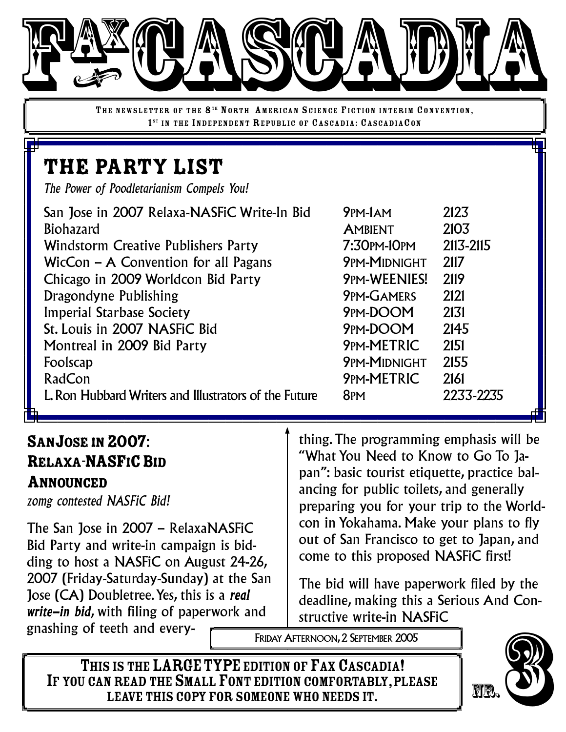# FAX CASCADIA

The newsletter of the 8th North American Science Fiction interim Convention, 1st in the Independent Republic of Cascadia: CascadiaCon

## THE PARTY LIST

*The Power of Poodletarianism Compels You!*

| Party | Time | Room |
| --- | --- | --- |
| San Jose in 2007 Relaxa-NASFiC Write-In Bid | 9PM-1AM | 2123 |
| Biohazard | AMBIENT | 2103 |
| Windstorm Creative Publishers Party | 7:30PM-10PM | 2113-2115 |
| WicCon – A Convention for all Pagans | 9PM-MIDNIGHT | 2117 |
| Chicago in 2009 Worldcon Bid Party | 9PM-WEENIES! | 2119 |
| Dragondyne Publishing | 9PM-GAMERS | 2121 |
| Imperial Starbase Society | 9PM-DOOM | 2131 |
| St. Louis in 2007 NASFiC Bid | 9PM-DOOM | 2145 |
| Montreal in 2009 Bid Party | 9PM-METRIC | 2151 |
| Foolscap | 9PM-MIDNIGHT | 2155 |
| RadCon | 9PM-METRIC | 2161 |
| L. Ron Hubbard Writers and Illustrators of the Future | 8PM | 2233-2235 |

## San Jose in 2007: Relaxa-NASFiC Bid Announced

*zomg contested NASFiC Bid!*

The San Jose in 2007 – RelaxaNASFiC Bid Party and write-in campaign is bidding to host a NASFiC on August 24-26, 2007 (Friday-Saturday-Sunday) at the San Jose (CA) Doubletree. Yes, this is a ***real write-in bid***, with filing of paperwork and gnashing of teeth and everything. The programming emphasis will be "What You Need to Know to Go To Japan": basic tourist etiquette, practice balancing for public toilets, and generally preparing you for your trip to the Worldcon in Yokahama. Make your plans to fly out of San Francisco to get to Japan, and come to this proposed NASFiC first!

The bid will have paperwork filed by the deadline, making this a Serious And Constructive write-in NASFiC

Friday Afternoon, 2 September 2005

**This is the LARGE TYPE edition of Fax Cascadia! If you can read the Small Font edition comfortably, please leave this copy for someone who needs it.**

Nr. 3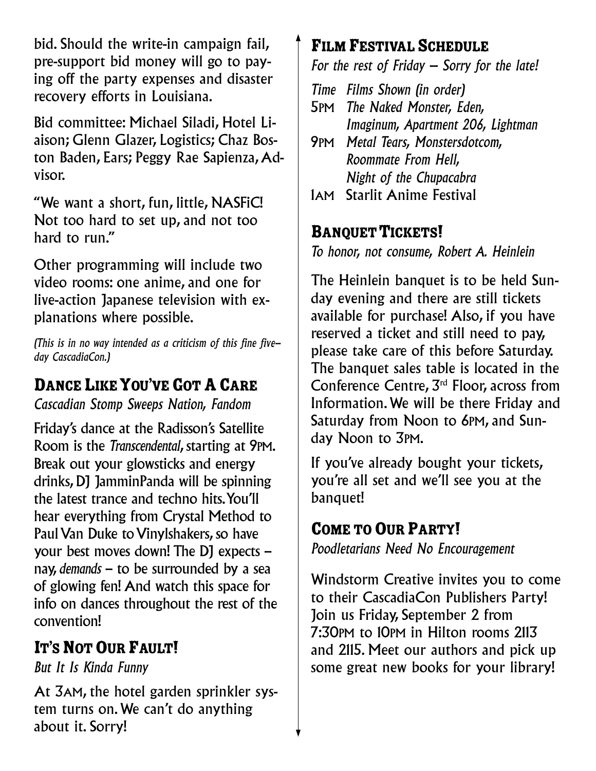bid. Should the write-in campaign fail, pre-support bid money will go to paying off the party expenses and disaster recovery efforts in Louisiana.

Bid committee: Michael Siladi, Hotel Liaison; Glenn Glazer, Logistics; Chaz Boston Baden, Ears; Peggy Rae Sapienza, Advisor.

"We want a short, fun, little, NASFiC! Not too hard to set up, and not too hard to run."

Other programming will include two video rooms: one anime, and one for live-action Japanese television with explanations where possible.

*(This is in no way intended as a criticism of this fine five-day CascadiaCon.)*

## Dance Like You've Got A Care

*Cascadian Stomp Sweeps Nation, Fandom*

Friday's dance at the Radisson's Satellite Room is the *Transcendental*, starting at 9PM. Break out your glowsticks and energy drinks, DJ JamminPanda will be spinning the latest trance and techno hits. You'll hear everything from Crystal Method to Paul Van Duke to Vinylshakers, so have your best moves down! The DJ expects – nay, *demands* – to be surrounded by a sea of glowing fen! And watch this space for info on dances throughout the rest of the convention!

## It's Not Our Fault!

*But It Is Kinda Funny*

At 3AM, the hotel garden sprinkler system turns on. We can't do anything about it. Sorry!

## Film Festival Schedule

*For the rest of Friday – Sorry for the late!*

| *Time* | *Films Shown (in order)* |
|---|---|
| 5PM | *The Naked Monster, Eden, Imaginum, Apartment 206, Lightman* |
| 9PM | *Metal Tears, Monstersdotcom, Roommate From Hell, Night of the Chupacabra* |
| 1AM | Starlit Anime Festival |

## Banquet Tickets!

*To honor, not consume, Robert A. Heinlein*

The Heinlein banquet is to be held Sunday evening and there are still tickets available for purchase! Also, if you have reserved a ticket and still need to pay, please take care of this before Saturday. The banquet sales table is located in the Conference Centre, 3rd Floor, across from Information. We will be there Friday and Saturday from Noon to 6PM, and Sunday Noon to 3PM.

If you've already bought your tickets, you're all set and we'll see you at the banquet!

## Come to Our Party!

*Poodletarians Need No Encouragement*

Windstorm Creative invites you to come to their CascadiaCon Publishers Party! Join us Friday, September 2 from 7:30PM to 10PM in Hilton rooms 2113 and 2115. Meet our authors and pick up some great new books for your library!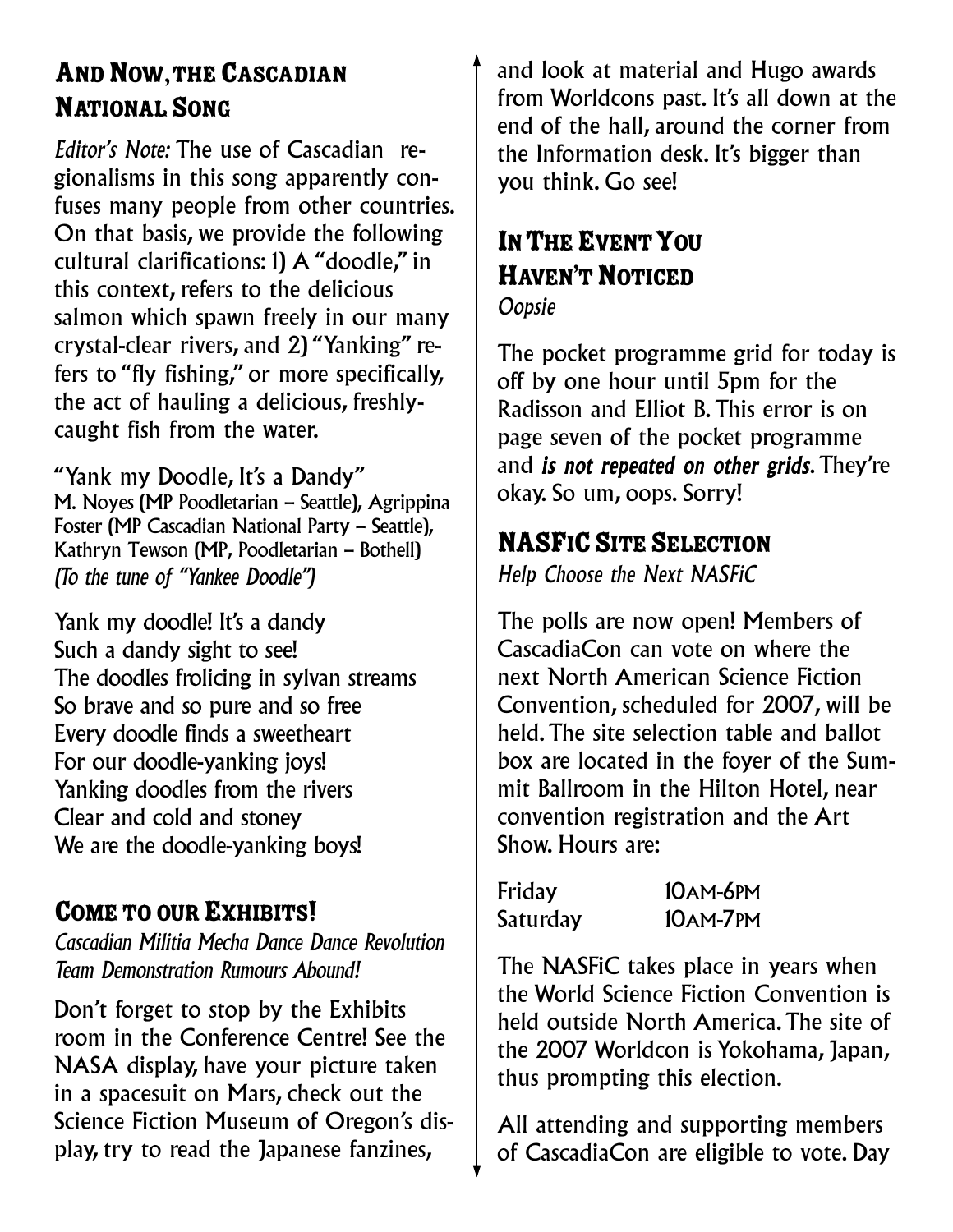## And Now, the Cascadian National Song

*Editor's Note:* The use of Cascadian regionalisms in this song apparently confuses many people from other countries. On that basis, we provide the following cultural clarifications: 1) A "doodle," in this context, refers to the delicious salmon which spawn freely in our many crystal-clear rivers, and 2) "Yanking" refers to "fly fishing," or more specifically, the act of hauling a delicious, freshly-caught fish from the water.

"Yank my Doodle, It's a Dandy"
M. Noyes (MP Poodletarian – Seattle), Agrippina Foster (MP Cascadian National Party – Seattle), Kathryn Tewson (MP, Poodletarian – Bothell)
*(To the tune of "Yankee Doodle")*

Yank my doodle! It's a dandy
Such a dandy sight to see!
The doodles frolicing in sylvan streams
So brave and so pure and so free
Every doodle finds a sweetheart
For our doodle-yanking joys!
Yanking doodles from the rivers
Clear and cold and stoney
We are the doodle-yanking boys!

## Come to our Exhibits!

*Cascadian Militia Mecha Dance Dance Revolution Team Demonstration Rumours Abound!*

Don't forget to stop by the Exhibits room in the Conference Centre! See the NASA display, have your picture taken in a spacesuit on Mars, check out the Science Fiction Museum of Oregon's display, try to read the Japanese fanzines, and look at material and Hugo awards from Worldcons past. It's all down at the end of the hall, around the corner from the Information desk. It's bigger than you think. Go see!

## In The Event You Haven't Noticed

*Oopsie*

The pocket programme grid for today is off by one hour until 5pm for the Radisson and Elliot B. This error is on page seven of the pocket programme and ***is not repeated on other grids***. They're okay. So um, oops. Sorry!

## NASFiC Site Selection

*Help Choose the Next NASFiC*

The polls are now open! Members of CascadiaCon can vote on where the next North American Science Fiction Convention, scheduled for 2007, will be held. The site selection table and ballot box are located in the foyer of the Summit Ballroom in the Hilton Hotel, near convention registration and the Art Show. Hours are:

| | |
|---|---|
| Friday | 10am-6pm |
| Saturday | 10am-7pm |

The NASFiC takes place in years when the World Science Fiction Convention is held outside North America. The site of the 2007 Worldcon is Yokohama, Japan, thus prompting this election.

All attending and supporting members of CascadiaCon are eligible to vote. Day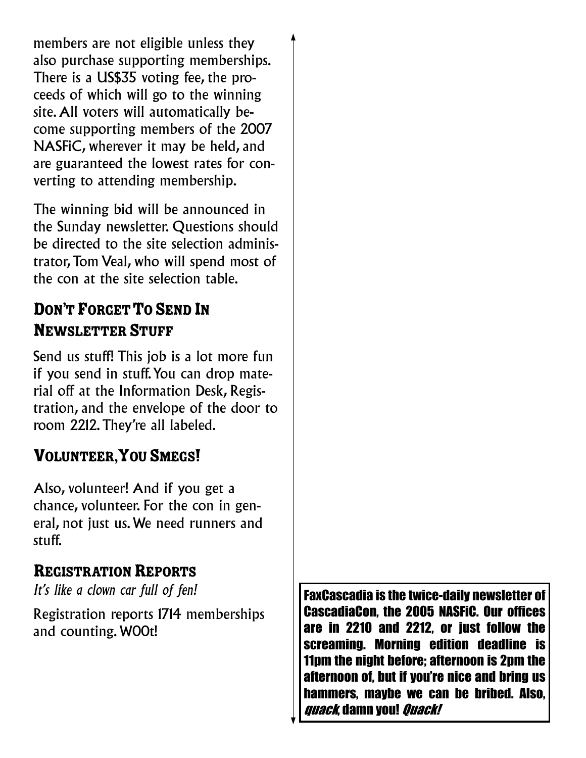members are not eligible unless they also purchase supporting memberships. There is a US$35 voting fee, the proceeds of which will go to the winning site. All voters will automatically become supporting members of the 2007 NASFiC, wherever it may be held, and are guaranteed the lowest rates for converting to attending membership.

The winning bid will be announced in the Sunday newsletter. Questions should be directed to the site selection administrator, Tom Veal, who will spend most of the con at the site selection table.

## Don't Forget To Send In Newsletter Stuff

Send us stuff! This job is a lot more fun if you send in stuff. You can drop material off at the Information Desk, Registration, and the envelope of the door to room 2212. They're all labeled.

## Volunteer, You Smegs!

Also, volunteer! And if you get a chance, volunteer. For the con in general, not just us. We need runners and stuff.

## Registration Reports

*It's like a clown car full of fen!*

Registration reports 1714 memberships and counting. W00t!

**FaxCascadia is the twice-daily newsletter of CascadiaCon, the 2005 NASFiC. Our offices are in 2210 and 2212, or just follow the screaming. Morning edition deadline is 11pm the night before; afternoon is 2pm the afternoon of, but if you're nice and bring us hammers, maybe we can be bribed. Also, *quack*, damn you! *Quack!***